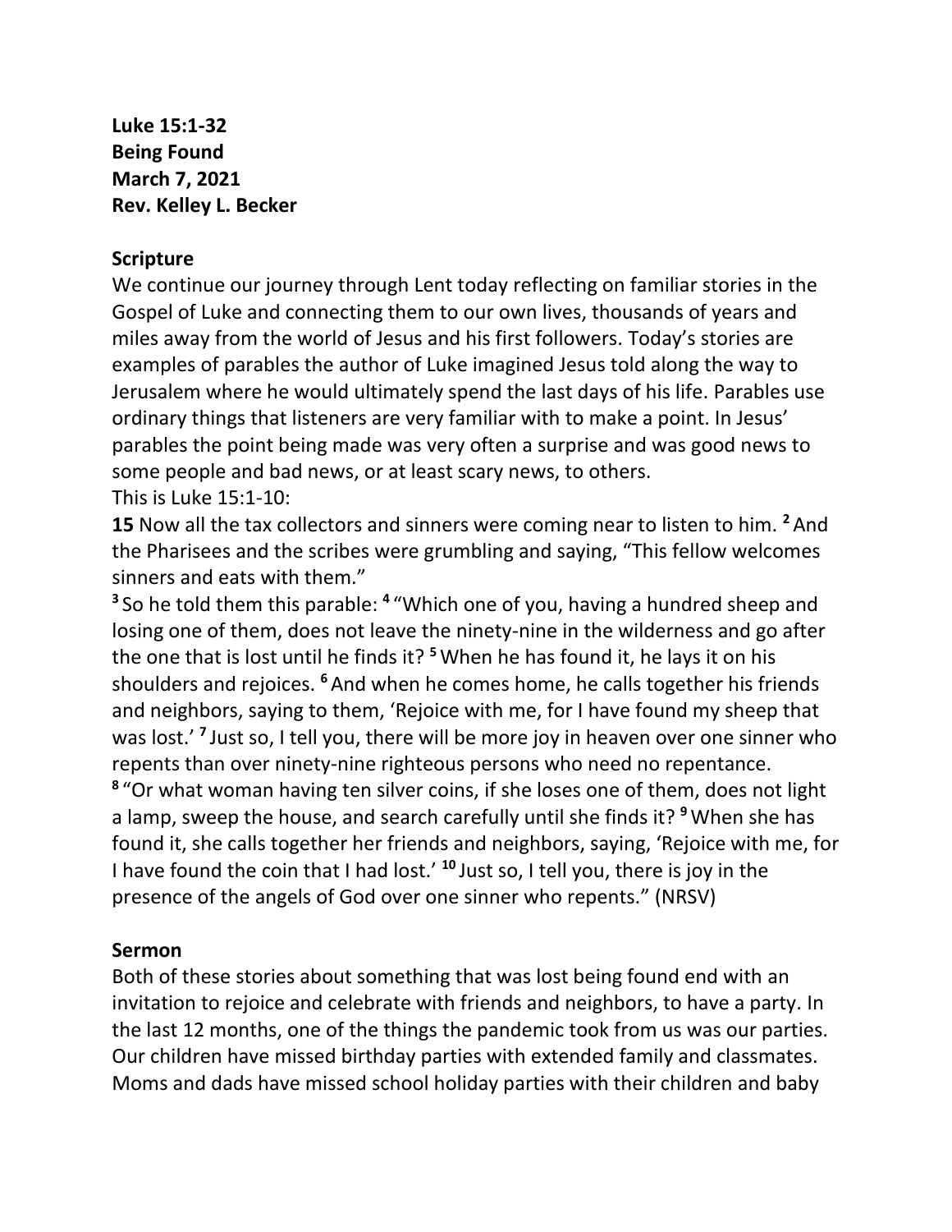**Luke 15:1-32**
**Being Found**
**March 7, 2021**
**Rev. Kelley L. Becker**

## Scripture

We continue our journey through Lent today reflecting on familiar stories in the Gospel of Luke and connecting them to our own lives, thousands of years and miles away from the world of Jesus and his first followers. Today's stories are examples of parables the author of Luke imagined Jesus told along the way to Jerusalem where he would ultimately spend the last days of his life. Parables use ordinary things that listeners are very familiar with to make a point. In Jesus' parables the point being made was very often a surprise and was good news to some people and bad news, or at least scary news, to others.
This is Luke 15:1-10:

**15** Now all the tax collectors and sinners were coming near to listen to him. **2** And the Pharisees and the scribes were grumbling and saying, "This fellow welcomes sinners and eats with them."
**3** So he told them this parable: **4** "Which one of you, having a hundred sheep and losing one of them, does not leave the ninety-nine in the wilderness and go after the one that is lost until he finds it? **5** When he has found it, he lays it on his shoulders and rejoices. **6** And when he comes home, he calls together his friends and neighbors, saying to them, 'Rejoice with me, for I have found my sheep that was lost.' **7** Just so, I tell you, there will be more joy in heaven over one sinner who repents than over ninety-nine righteous persons who need no repentance.
**8** "Or what woman having ten silver coins, if she loses one of them, does not light a lamp, sweep the house, and search carefully until she finds it? **9** When she has found it, she calls together her friends and neighbors, saying, 'Rejoice with me, for I have found the coin that I had lost.' **10** Just so, I tell you, there is joy in the presence of the angels of God over one sinner who repents." (NRSV)

## Sermon

Both of these stories about something that was lost being found end with an invitation to rejoice and celebrate with friends and neighbors, to have a party. In the last 12 months, one of the things the pandemic took from us was our parties. Our children have missed birthday parties with extended family and classmates. Moms and dads have missed school holiday parties with their children and baby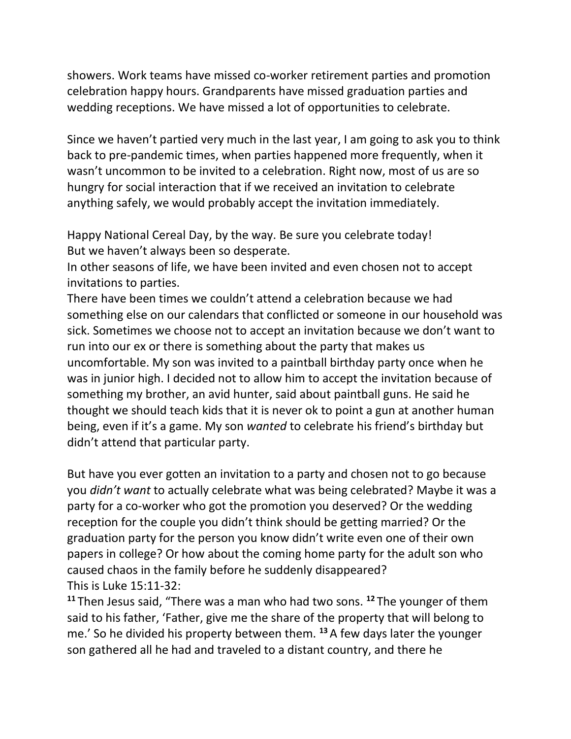showers. Work teams have missed co-worker retirement parties and promotion celebration happy hours. Grandparents have missed graduation parties and wedding receptions. We have missed a lot of opportunities to celebrate.

Since we haven't partied very much in the last year, I am going to ask you to think back to pre-pandemic times, when parties happened more frequently, when it wasn't uncommon to be invited to a celebration. Right now, most of us are so hungry for social interaction that if we received an invitation to celebrate anything safely, we would probably accept the invitation immediately.

Happy National Cereal Day, by the way. Be sure you celebrate today!
But we haven't always been so desperate.
In other seasons of life, we have been invited and even chosen not to accept invitations to parties.
There have been times we couldn't attend a celebration because we had something else on our calendars that conflicted or someone in our household was sick. Sometimes we choose not to accept an invitation because we don't want to run into our ex or there is something about the party that makes us uncomfortable. My son was invited to a paintball birthday party once when he was in junior high. I decided not to allow him to accept the invitation because of something my brother, an avid hunter, said about paintball guns. He said he thought we should teach kids that it is never ok to point a gun at another human being, even if it's a game. My son *wanted* to celebrate his friend's birthday but didn't attend that particular party.

But have you ever gotten an invitation to a party and chosen not to go because you *didn't want* to actually celebrate what was being celebrated? Maybe it was a party for a co-worker who got the promotion you deserved? Or the wedding reception for the couple you didn't think should be getting married? Or the graduation party for the person you know didn't write even one of their own papers in college? Or how about the coming home party for the adult son who caused chaos in the family before he suddenly disappeared?
This is Luke 15:11-32:
**11** Then Jesus said, "There was a man who had two sons. **12** The younger of them said to his father, 'Father, give me the share of the property that will belong to me.' So he divided his property between them. **13** A few days later the younger son gathered all he had and traveled to a distant country, and there he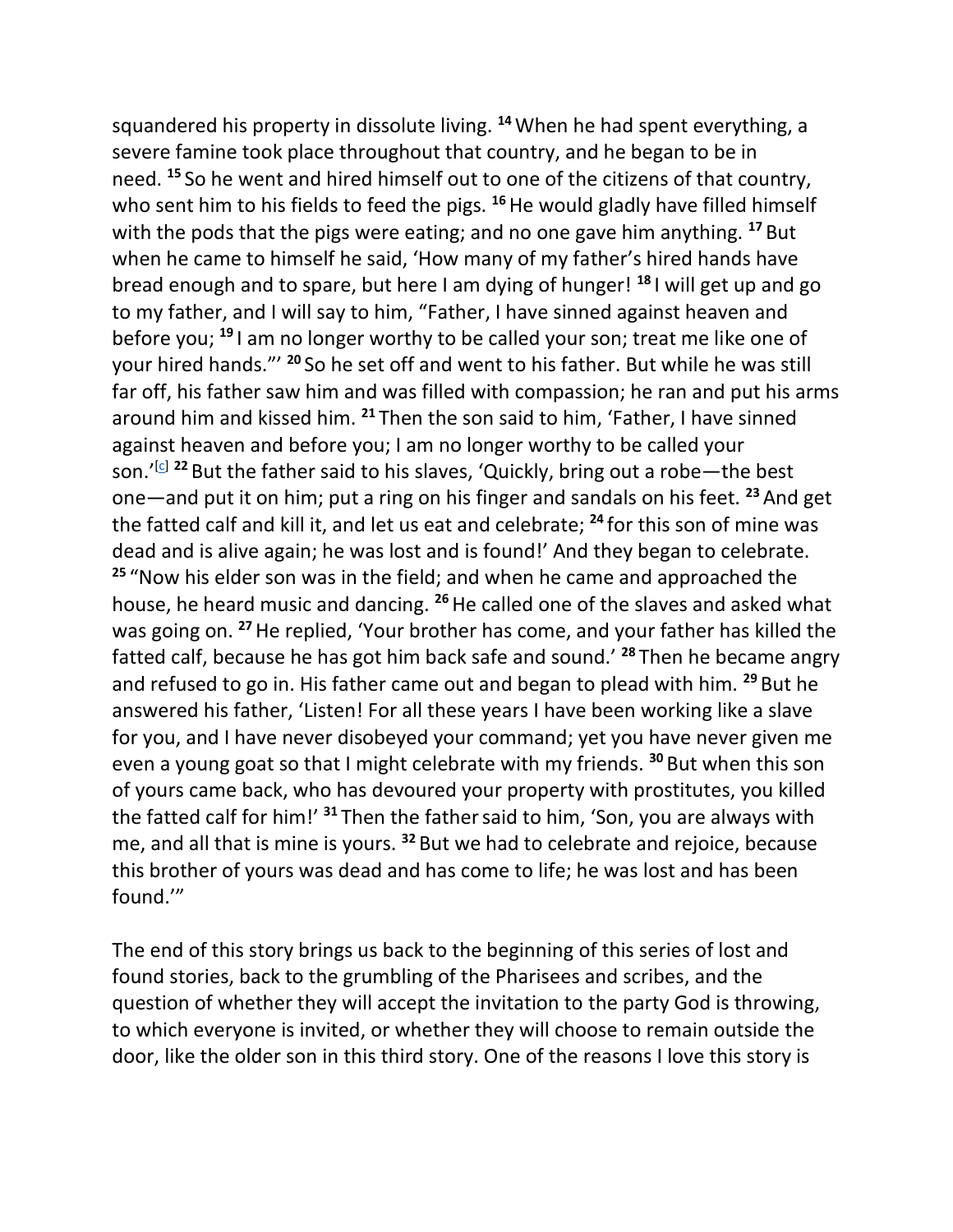squandered his property in dissolute living. [14] When he had spent everything, a severe famine took place throughout that country, and he began to be in need. [15] So he went and hired himself out to one of the citizens of that country, who sent him to his fields to feed the pigs. [16] He would gladly have filled himself with the pods that the pigs were eating; and no one gave him anything. [17] But when he came to himself he said, 'How many of my father's hired hands have bread enough and to spare, but here I am dying of hunger! [18] I will get up and go to my father, and I will say to him, "Father, I have sinned against heaven and before you; [19] I am no longer worthy to be called your son; treat me like one of your hired hands."' [20] So he set off and went to his father. But while he was still far off, his father saw him and was filled with compassion; he ran and put his arms around him and kissed him. [21] Then the son said to him, 'Father, I have sinned against heaven and before you; I am no longer worthy to be called your son.'[c] [22] But the father said to his slaves, 'Quickly, bring out a robe—the best one—and put it on him; put a ring on his finger and sandals on his feet. [23] And get the fatted calf and kill it, and let us eat and celebrate; [24] for this son of mine was dead and is alive again; he was lost and is found!' And they began to celebrate. [25] "Now his elder son was in the field; and when he came and approached the house, he heard music and dancing. [26] He called one of the slaves and asked what was going on. [27] He replied, 'Your brother has come, and your father has killed the fatted calf, because he has got him back safe and sound.' [28] Then he became angry and refused to go in. His father came out and began to plead with him. [29] But he answered his father, 'Listen! For all these years I have been working like a slave for you, and I have never disobeyed your command; yet you have never given me even a young goat so that I might celebrate with my friends. [30] But when this son of yours came back, who has devoured your property with prostitutes, you killed the fatted calf for him!' [31] Then the father said to him, 'Son, you are always with me, and all that is mine is yours. [32] But we had to celebrate and rejoice, because this brother of yours was dead and has come to life; he was lost and has been found.'"

The end of this story brings us back to the beginning of this series of lost and found stories, back to the grumbling of the Pharisees and scribes, and the question of whether they will accept the invitation to the party God is throwing, to which everyone is invited, or whether they will choose to remain outside the door, like the older son in this third story. One of the reasons I love this story is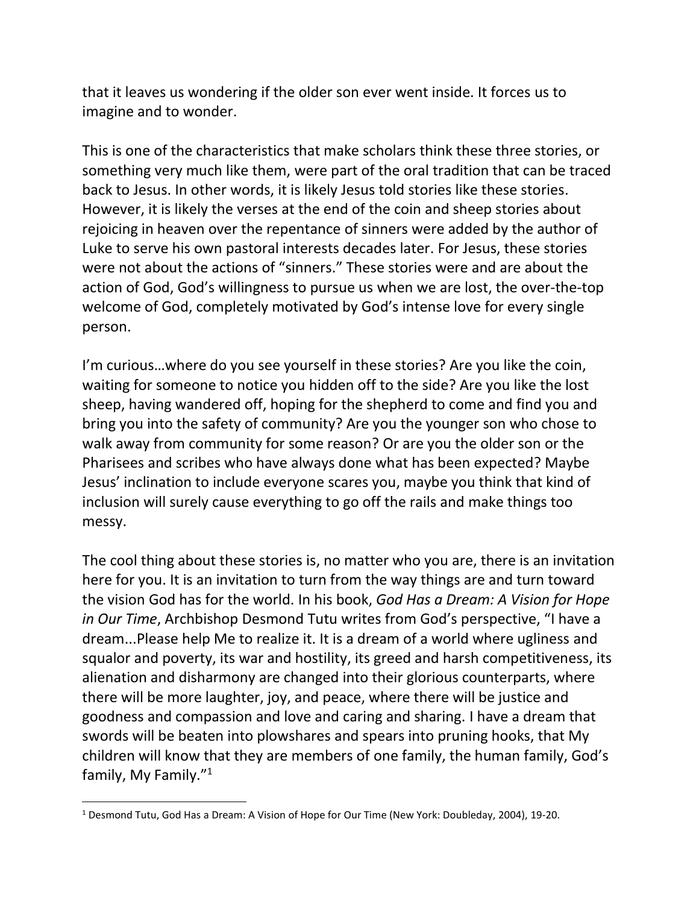that it leaves us wondering if the older son ever went inside. It forces us to imagine and to wonder.

This is one of the characteristics that make scholars think these three stories, or something very much like them, were part of the oral tradition that can be traced back to Jesus. In other words, it is likely Jesus told stories like these stories. However, it is likely the verses at the end of the coin and sheep stories about rejoicing in heaven over the repentance of sinners were added by the author of Luke to serve his own pastoral interests decades later. For Jesus, these stories were not about the actions of "sinners." These stories were and are about the action of God, God's willingness to pursue us when we are lost, the over-the-top welcome of God, completely motivated by God's intense love for every single person.

I'm curious…where do you see yourself in these stories? Are you like the coin, waiting for someone to notice you hidden off to the side? Are you like the lost sheep, having wandered off, hoping for the shepherd to come and find you and bring you into the safety of community? Are you the younger son who chose to walk away from community for some reason? Or are you the older son or the Pharisees and scribes who have always done what has been expected? Maybe Jesus' inclination to include everyone scares you, maybe you think that kind of inclusion will surely cause everything to go off the rails and make things too messy.

The cool thing about these stories is, no matter who you are, there is an invitation here for you. It is an invitation to turn from the way things are and turn toward the vision God has for the world. In his book, *God Has a Dream: A Vision for Hope in Our Time*, Archbishop Desmond Tutu writes from God's perspective, "I have a dream...Please help Me to realize it. It is a dream of a world where ugliness and squalor and poverty, its war and hostility, its greed and harsh competitiveness, its alienation and disharmony are changed into their glorious counterparts, where there will be more laughter, joy, and peace, where there will be justice and goodness and compassion and love and caring and sharing. I have a dream that swords will be beaten into plowshares and spears into pruning hooks, that My children will know that they are members of one family, the human family, God's family, My Family."[1]

---

[1] Desmond Tutu, God Has a Dream: A Vision of Hope for Our Time (New York: Doubleday, 2004), 19-20.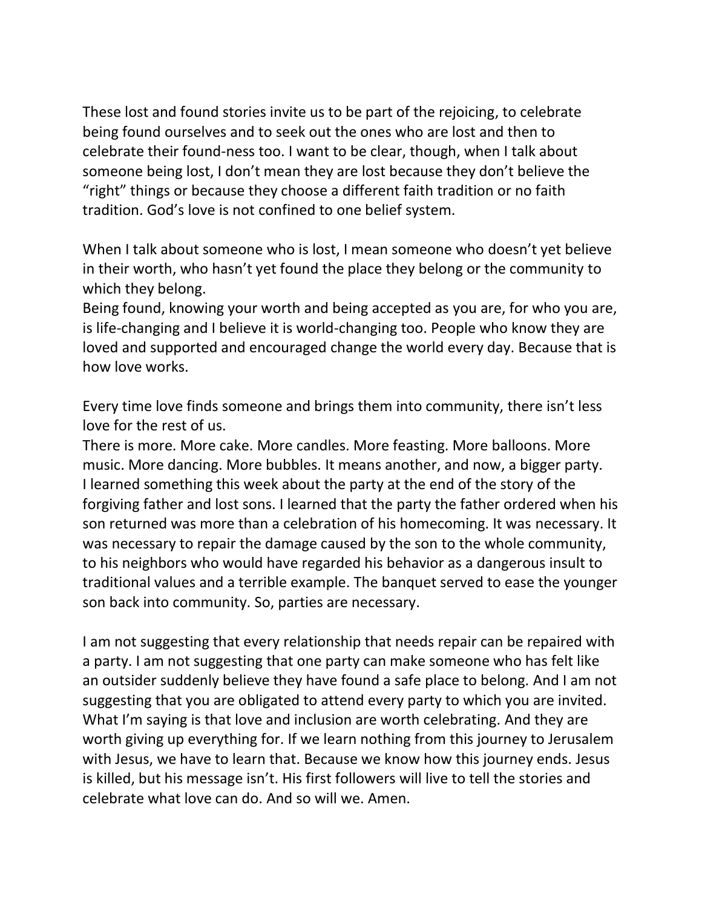These lost and found stories invite us to be part of the rejoicing, to celebrate being found ourselves and to seek out the ones who are lost and then to celebrate their found-ness too. I want to be clear, though, when I talk about someone being lost, I don't mean they are lost because they don't believe the "right" things or because they choose a different faith tradition or no faith tradition. God's love is not confined to one belief system.

When I talk about someone who is lost, I mean someone who doesn't yet believe in their worth, who hasn't yet found the place they belong or the community to which they belong.

Being found, knowing your worth and being accepted as you are, for who you are, is life-changing and I believe it is world-changing too. People who know they are loved and supported and encouraged change the world every day. Because that is how love works.

Every time love finds someone and brings them into community, there isn't less love for the rest of us.

There is more. More cake. More candles. More feasting. More balloons. More music. More dancing. More bubbles. It means another, and now, a bigger party.

I learned something this week about the party at the end of the story of the forgiving father and lost sons. I learned that the party the father ordered when his son returned was more than a celebration of his homecoming. It was necessary. It was necessary to repair the damage caused by the son to the whole community, to his neighbors who would have regarded his behavior as a dangerous insult to traditional values and a terrible example. The banquet served to ease the younger son back into community. So, parties are necessary.

I am not suggesting that every relationship that needs repair can be repaired with a party. I am not suggesting that one party can make someone who has felt like an outsider suddenly believe they have found a safe place to belong. And I am not suggesting that you are obligated to attend every party to which you are invited. What I'm saying is that love and inclusion are worth celebrating. And they are worth giving up everything for. If we learn nothing from this journey to Jerusalem with Jesus, we have to learn that. Because we know how this journey ends. Jesus is killed, but his message isn't. His first followers will live to tell the stories and celebrate what love can do. And so will we. Amen.